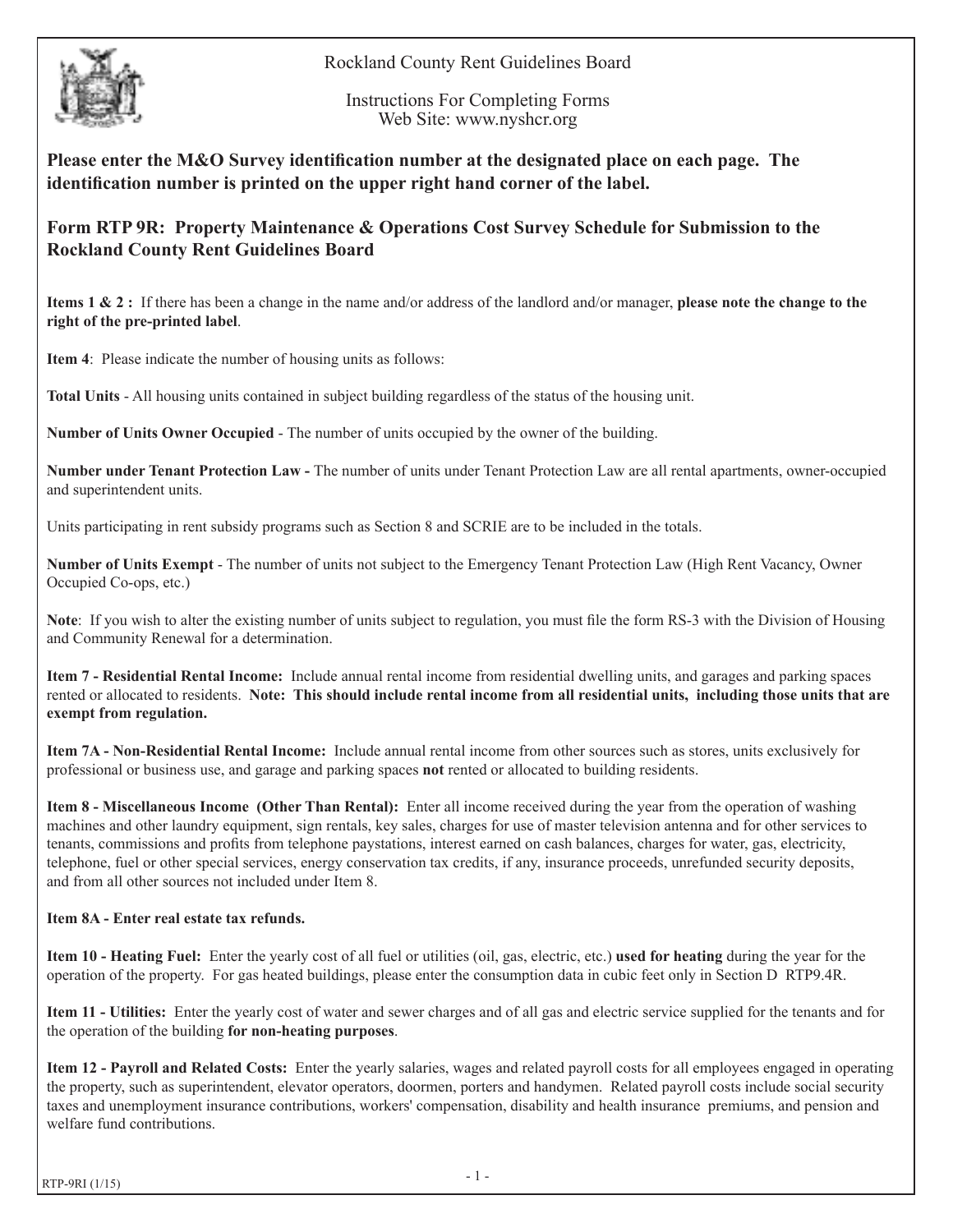Rockland County Rent Guidelines Board

Instructions For Completing Forms
Web Site: www.nyshcr.org

**Please enter the M&O Survey identification number at the designated place on each page. The identification number is printed on the upper right hand corner of the label.**

## Form RTP 9R: Property Maintenance & Operations Cost Survey Schedule for Submission to the Rockland County Rent Guidelines Board

**Items 1 & 2 :** If there has been a change in the name and/or address of the landlord and/or manager, **please note the change to the right of the pre-printed label**.

**Item 4**: Please indicate the number of housing units as follows:

**Total Units** - All housing units contained in subject building regardless of the status of the housing unit.

**Number of Units Owner Occupied** - The number of units occupied by the owner of the building.

**Number under Tenant Protection Law -** The number of units under Tenant Protection Law are all rental apartments, owner-occupied and superintendent units.

Units participating in rent subsidy programs such as Section 8 and SCRIE are to be included in the totals.

**Number of Units Exempt** - The number of units not subject to the Emergency Tenant Protection Law (High Rent Vacancy, Owner Occupied Co-ops, etc.)

**Note**: If you wish to alter the existing number of units subject to regulation, you must file the form RS-3 with the Division of Housing and Community Renewal for a determination.

**Item 7 - Residential Rental Income:** Include annual rental income from residential dwelling units, and garages and parking spaces rented or allocated to residents. **Note: This should include rental income from all residential units, including those units that are exempt from regulation.**

**Item 7A - Non-Residential Rental Income:** Include annual rental income from other sources such as stores, units exclusively for professional or business use, and garage and parking spaces **not** rented or allocated to building residents.

**Item 8 - Miscellaneous Income (Other Than Rental):** Enter all income received during the year from the operation of washing machines and other laundry equipment, sign rentals, key sales, charges for use of master television antenna and for other services to tenants, commissions and profits from telephone paystations, interest earned on cash balances, charges for water, gas, electricity, telephone, fuel or other special services, energy conservation tax credits, if any, insurance proceeds, unrefunded security deposits, and from all other sources not included under Item 8.

**Item 8A - Enter real estate tax refunds.**

**Item 10 - Heating Fuel:** Enter the yearly cost of all fuel or utilities (oil, gas, electric, etc.) **used for heating** during the year for the operation of the property. For gas heated buildings, please enter the consumption data in cubic feet only in Section D RTP9.4R.

**Item 11 - Utilities:** Enter the yearly cost of water and sewer charges and of all gas and electric service supplied for the tenants and for the operation of the building **for non-heating purposes**.

**Item 12 - Payroll and Related Costs:** Enter the yearly salaries, wages and related payroll costs for all employees engaged in operating the property, such as superintendent, elevator operators, doormen, porters and handymen. Related payroll costs include social security taxes and unemployment insurance contributions, workers' compensation, disability and health insurance premiums, and pension and welfare fund contributions.

RTP-9RI (1/15)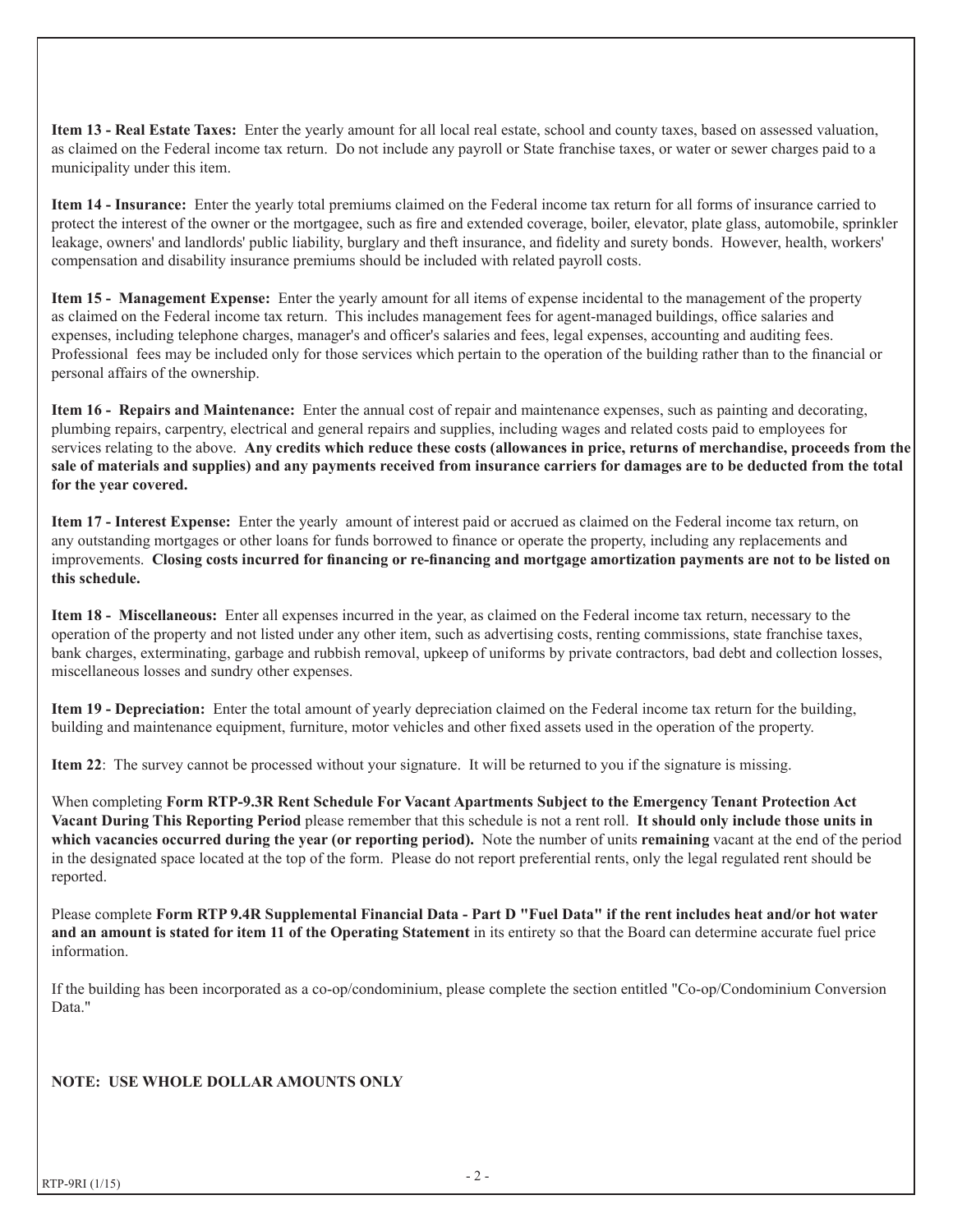**Item 13 - Real Estate Taxes:** Enter the yearly amount for all local real estate, school and county taxes, based on assessed valuation, as claimed on the Federal income tax return. Do not include any payroll or State franchise taxes, or water or sewer charges paid to a municipality under this item.

**Item 14 - Insurance:** Enter the yearly total premiums claimed on the Federal income tax return for all forms of insurance carried to protect the interest of the owner or the mortgagee, such as fire and extended coverage, boiler, elevator, plate glass, automobile, sprinkler leakage, owners' and landlords' public liability, burglary and theft insurance, and fidelity and surety bonds. However, health, workers' compensation and disability insurance premiums should be included with related payroll costs.

**Item 15 - Management Expense:** Enter the yearly amount for all items of expense incidental to the management of the property as claimed on the Federal income tax return. This includes management fees for agent-managed buildings, office salaries and expenses, including telephone charges, manager's and officer's salaries and fees, legal expenses, accounting and auditing fees. Professional fees may be included only for those services which pertain to the operation of the building rather than to the financial or personal affairs of the ownership.

**Item 16 - Repairs and Maintenance:** Enter the annual cost of repair and maintenance expenses, such as painting and decorating, plumbing repairs, carpentry, electrical and general repairs and supplies, including wages and related costs paid to employees for services relating to the above. **Any credits which reduce these costs (allowances in price, returns of merchandise, proceeds from the sale of materials and supplies) and any payments received from insurance carriers for damages are to be deducted from the total for the year covered.**

**Item 17 - Interest Expense:** Enter the yearly amount of interest paid or accrued as claimed on the Federal income tax return, on any outstanding mortgages or other loans for funds borrowed to finance or operate the property, including any replacements and improvements. **Closing costs incurred for financing or re-financing and mortgage amortization payments are not to be listed on this schedule.**

**Item 18 - Miscellaneous:** Enter all expenses incurred in the year, as claimed on the Federal income tax return, necessary to the operation of the property and not listed under any other item, such as advertising costs, renting commissions, state franchise taxes, bank charges, exterminating, garbage and rubbish removal, upkeep of uniforms by private contractors, bad debt and collection losses, miscellaneous losses and sundry other expenses.

**Item 19 - Depreciation:** Enter the total amount of yearly depreciation claimed on the Federal income tax return for the building, building and maintenance equipment, furniture, motor vehicles and other fixed assets used in the operation of the property.

**Item 22**: The survey cannot be processed without your signature. It will be returned to you if the signature is missing.

When completing **Form RTP-9.3R Rent Schedule For Vacant Apartments Subject to the Emergency Tenant Protection Act Vacant During This Reporting Period** please remember that this schedule is not a rent roll. **It should only include those units in which vacancies occurred during the year (or reporting period).** Note the number of units **remaining** vacant at the end of the period in the designated space located at the top of the form. Please do not report preferential rents, only the legal regulated rent should be reported.

Please complete **Form RTP 9.4R Supplemental Financial Data - Part D "Fuel Data" if the rent includes heat and/or hot water and an amount is stated for item 11 of the Operating Statement** in its entirety so that the Board can determine accurate fuel price information.

If the building has been incorporated as a co-op/condominium, please complete the section entitled "Co-op/Condominium Conversion Data."

**NOTE: USE WHOLE DOLLAR AMOUNTS ONLY**

RTP-9RI (1/15)